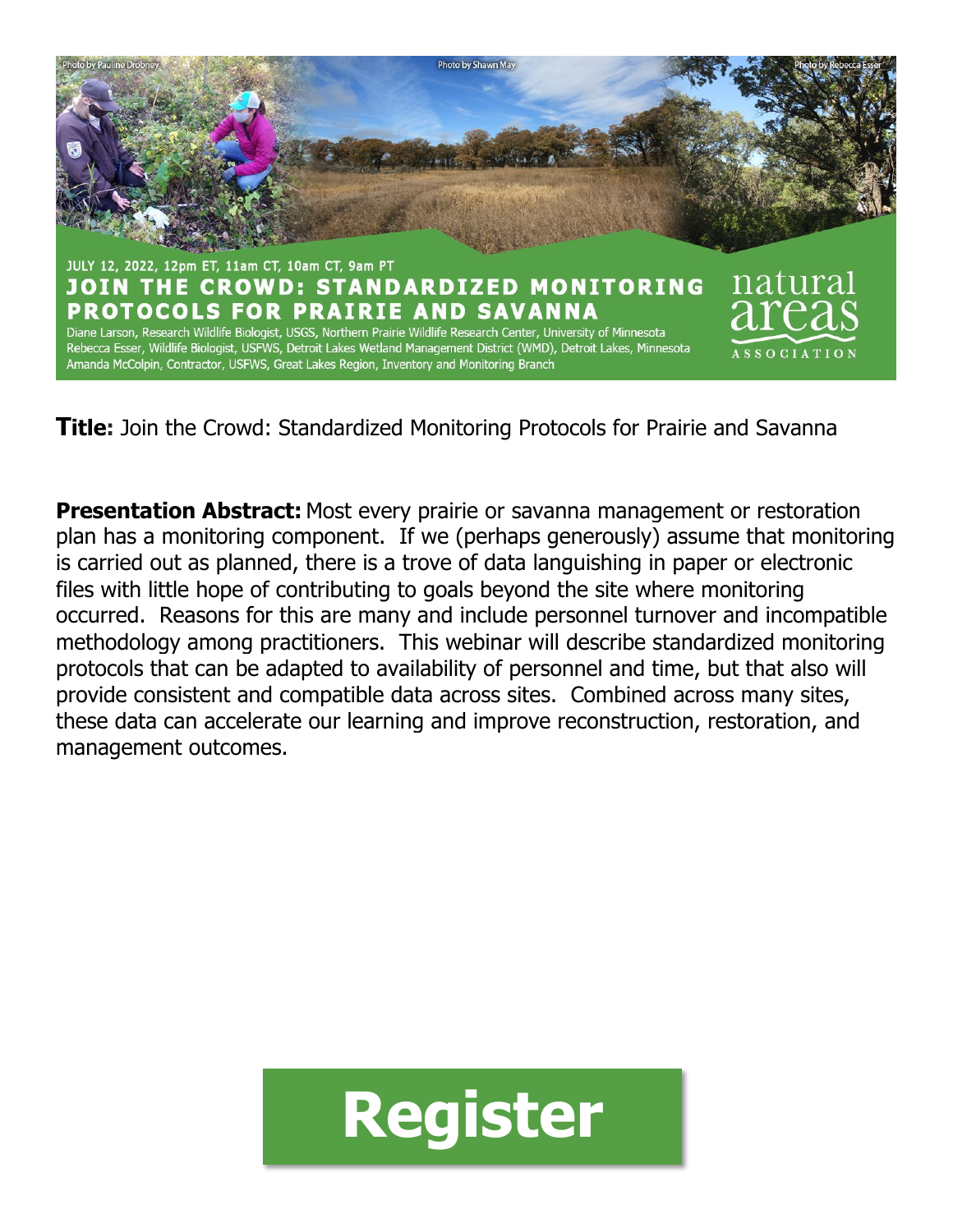Photo by Pauline Drobney | Photo by Shawn May | Photo by Rebecca Esser

JULY 12, 2022, 12pm ET, 11am CT, 10am CT, 9am PT

# JOIN THE CROWD: STANDARDIZED MONITORING PROTOCOLS FOR PRAIRIE AND SAVANNA

Diane Larson, Research Wildlife Biologist, USGS, Northern Prairie Wildlife Research Center, University of Minnesota
Rebecca Esser, Wildlife Biologist, USFWS, Detroit Lakes Wetland Management District (WMD), Detroit Lakes, Minnesota
Amanda McColpin, Contractor, USFWS, Great Lakes Region, Inventory and Monitoring Branch

natural areas ASSOCIATION

**Title:** Join the Crowd: Standardized Monitoring Protocols for Prairie and Savanna

**Presentation Abstract:** Most every prairie or savanna management or restoration plan has a monitoring component. If we (perhaps generously) assume that monitoring is carried out as planned, there is a trove of data languishing in paper or electronic files with little hope of contributing to goals beyond the site where monitoring occurred. Reasons for this are many and include personnel turnover and incompatible methodology among practitioners. This webinar will describe standardized monitoring protocols that can be adapted to availability of personnel and time, but that also will provide consistent and compatible data across sites. Combined across many sites, these data can accelerate our learning and improve reconstruction, restoration, and management outcomes.

**Register**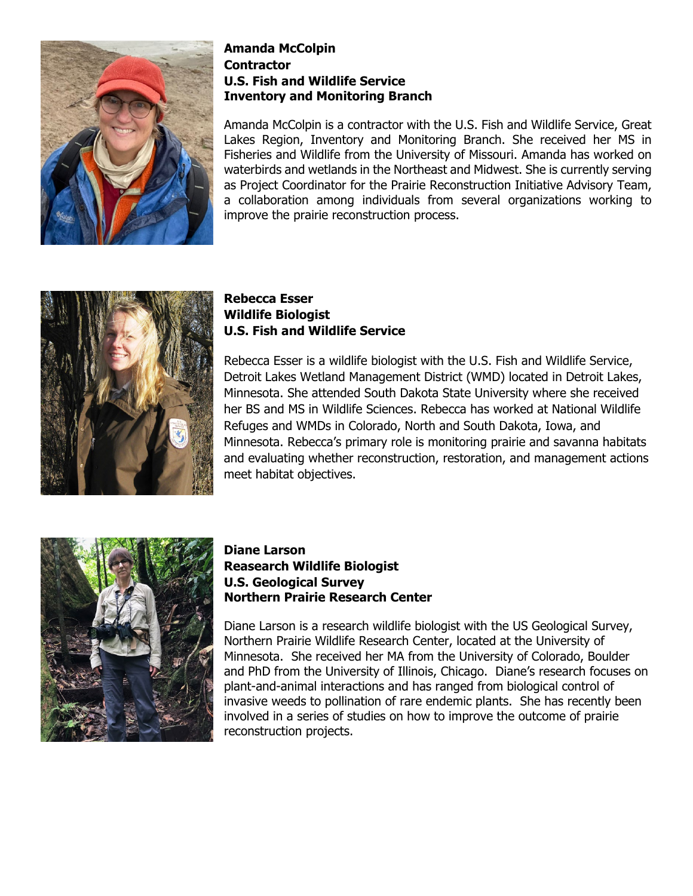**Amanda McColpin**
**Contractor**
**U.S. Fish and Wildlife Service**
**Inventory and Monitoring Branch**

Amanda McColpin is a contractor with the U.S. Fish and Wildlife Service, Great Lakes Region, Inventory and Monitoring Branch. She received her MS in Fisheries and Wildlife from the University of Missouri. Amanda has worked on waterbirds and wetlands in the Northeast and Midwest. She is currently serving as Project Coordinator for the Prairie Reconstruction Initiative Advisory Team, a collaboration among individuals from several organizations working to improve the prairie reconstruction process.

**Rebecca Esser**
**Wildlife Biologist**
**U.S. Fish and Wildlife Service**

Rebecca Esser is a wildlife biologist with the U.S. Fish and Wildlife Service, Detroit Lakes Wetland Management District (WMD) located in Detroit Lakes, Minnesota. She attended South Dakota State University where she received her BS and MS in Wildlife Sciences. Rebecca has worked at National Wildlife Refuges and WMDs in Colorado, North and South Dakota, Iowa, and Minnesota. Rebecca's primary role is monitoring prairie and savanna habitats and evaluating whether reconstruction, restoration, and management actions meet habitat objectives.

**Diane Larson**
**Reasearch Wildlife Biologist**
**U.S. Geological Survey**
**Northern Prairie Research Center**

Diane Larson is a research wildlife biologist with the US Geological Survey, Northern Prairie Wildlife Research Center, located at the University of Minnesota. She received her MA from the University of Colorado, Boulder and PhD from the University of Illinois, Chicago. Diane's research focuses on plant-and-animal interactions and has ranged from biological control of invasive weeds to pollination of rare endemic plants. She has recently been involved in a series of studies on how to improve the outcome of prairie reconstruction projects.